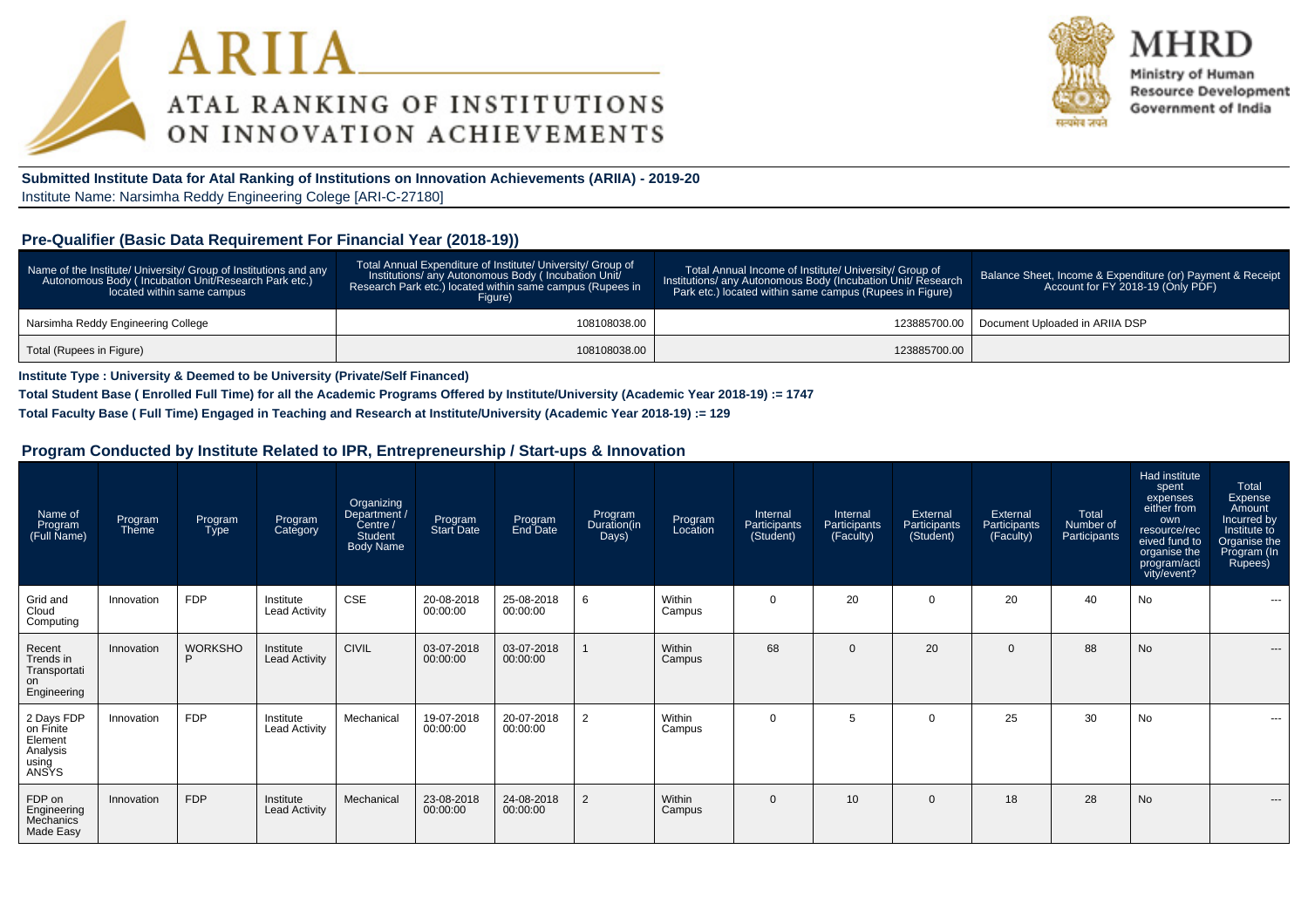# ARIIA
## ATAL RANKING OF INSTITUTIONS ON INNOVATION ACHIEVEMENTS

**MHRD**
Ministry of Human Resource Development
Government of India

**Submitted Institute Data for Atal Ranking of Institutions on Innovation Achievements (ARIIA) - 2019-20**
Institute Name: Narsimha Reddy Engineering Colege [ARI-C-27180]

### Pre-Qualifier (Basic Data Requirement For Financial Year (2018-19))

| Name of the Institute/ University/ Group of Institutions and any Autonomous Body ( Incubation Unit/Research Park etc.) located within same campus | Total Annual Expenditure of Institute/ University/ Group of Institutions/ any Autonomous Body ( Incubation Unit/ Research Park etc.) located within same campus (Rupees in Figure) | Total Annual Income of Institute/ University/ Group of Institutions/ any Autonomous Body (Incubation Unit/ Research Park etc.) located within same campus (Rupees in Figure) | Balance Sheet, Income & Expenditure (or) Payment & Receipt Account for FY 2018-19 (Only PDF) |
|---|---|---|---|
| Narsimha Reddy Engineering College | 108108038.00 | 123885700.00 | Document Uploaded in ARIIA DSP |
| Total (Rupees in Figure) | 108108038.00 | 123885700.00 | |

**Institute Type : University & Deemed to be University (Private/Self Financed)**

**Total Student Base ( Enrolled Full Time) for all the Academic Programs Offered by Institute/University (Academic Year 2018-19) := 1747**

**Total Faculty Base ( Full Time) Engaged in Teaching and Research at Institute/University (Academic Year 2018-19) := 129**

### Program Conducted by Institute Related to IPR, Entrepreneurship / Start-ups & Innovation

| Name of Program (Full Name) | Program Theme | Program Type | Program Category | Organizing Department / Centre / Student Body Name | Program Start Date | Program End Date | Program Duration(in Days) | Program Location | Internal Participants (Student) | Internal Participants (Faculty) | External Participants (Student) | External Participants (Faculty) | Total Number of Participants | Had institute spent expenses either from own resource/received fund to organise the program/activity/event? | Total Expense Amount Incurred by Institute to Organise the Program (In Rupees) |
|---|---|---|---|---|---|---|---|---|---|---|---|---|---|---|---|
| Grid and Cloud Computing | Innovation | FDP | Institute Lead Activity | CSE | 20-08-2018 00:00:00 | 25-08-2018 00:00:00 | 6 | Within Campus | 0 | 20 | 0 | 20 | 40 | No | --- |
| Recent Trends in Transportation Engineering | Innovation | WORKSHOP | Institute Lead Activity | CIVIL | 03-07-2018 00:00:00 | 03-07-2018 00:00:00 | 1 | Within Campus | 68 | 0 | 20 | 0 | 88 | No | --- |
| 2 Days FDP on Finite Element Analysis using ANSYS | Innovation | FDP | Institute Lead Activity | Mechanical | 19-07-2018 00:00:00 | 20-07-2018 00:00:00 | 2 | Within Campus | 0 | 5 | 0 | 25 | 30 | No | --- |
| FDP on Engineering Mechanics Made Easy | Innovation | FDP | Institute Lead Activity | Mechanical | 23-08-2018 00:00:00 | 24-08-2018 00:00:00 | 2 | Within Campus | 0 | 10 | 0 | 18 | 28 | No | --- |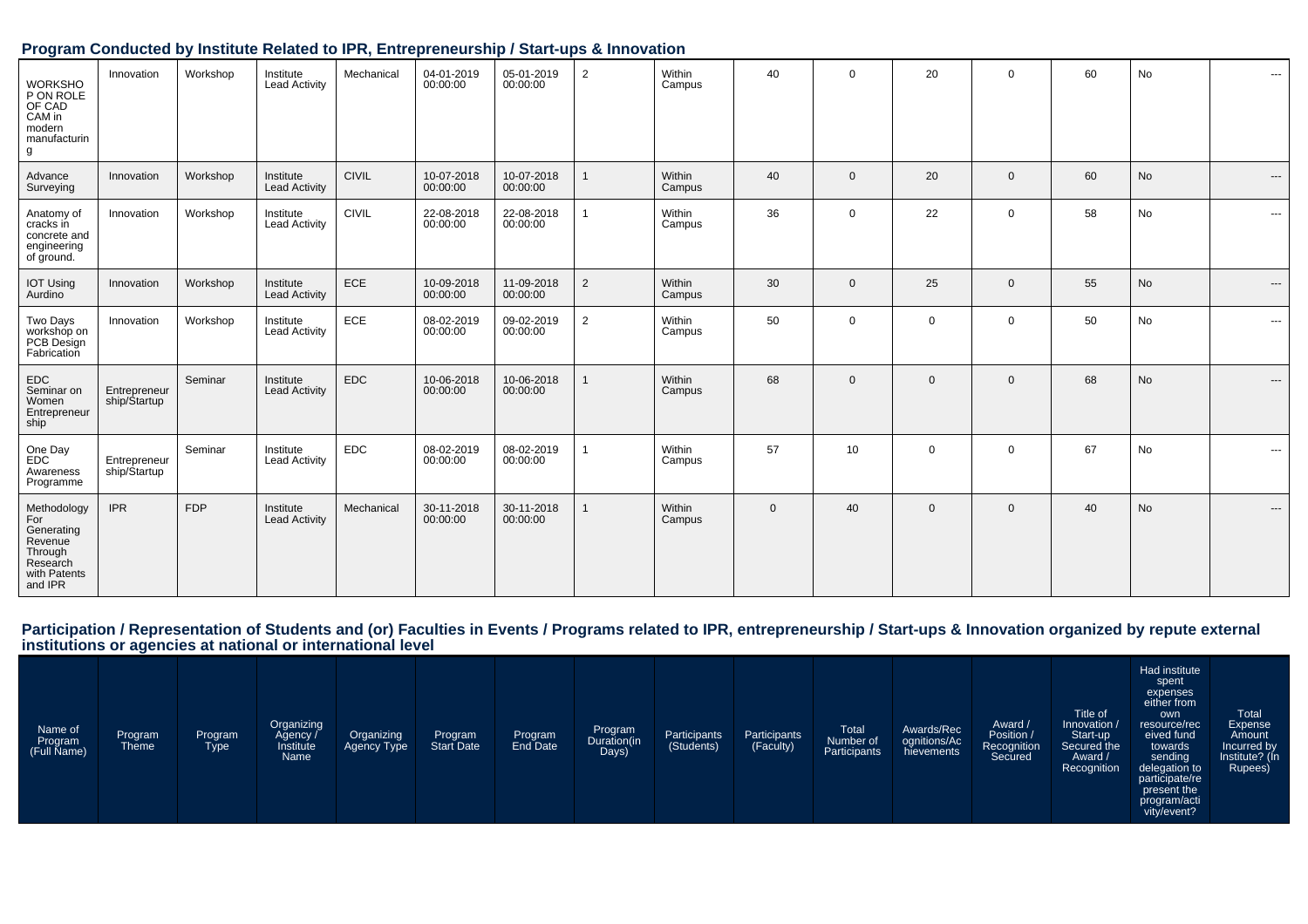## Program Conducted by Institute Related to IPR, Entrepreneurship / Start-ups & Innovation

| | | | | | | | | | | | | | | | | |
|---|---|---|---|---|---|---|---|---|---|---|---|---|---|---|---|---|
| WORKSHOP ON ROLE OF CAD CAM in modern manufacturing | Innovation | Workshop | Institute Lead Activity | Mechanical | 04-01-2019 00:00:00 | 05-01-2019 00:00:00 | 2 | Within Campus | 40 | 0 | 20 | 0 | 60 | No | --- |
| Advance Surveying | Innovation | Workshop | Institute Lead Activity | CIVIL | 10-07-2018 00:00:00 | 10-07-2018 00:00:00 | 1 | Within Campus | 40 | 0 | 20 | 0 | 60 | No | --- |
| Anatomy of cracks in concrete and engineering of ground. | Innovation | Workshop | Institute Lead Activity | CIVIL | 22-08-2018 00:00:00 | 22-08-2018 00:00:00 | 1 | Within Campus | 36 | 0 | 22 | 0 | 58 | No | --- |
| IOT Using Aurdino | Innovation | Workshop | Institute Lead Activity | ECE | 10-09-2018 00:00:00 | 11-09-2018 00:00:00 | 2 | Within Campus | 30 | 0 | 25 | 0 | 55 | No | --- |
| Two Days workshop on PCB Design Fabrication | Innovation | Workshop | Institute Lead Activity | ECE | 08-02-2019 00:00:00 | 09-02-2019 00:00:00 | 2 | Within Campus | 50 | 0 | 0 | 0 | 50 | No | --- |
| EDC Seminar on Women Entrepreneurship | Entrepreneurship/Startup | Seminar | Institute Lead Activity | EDC | 10-06-2018 00:00:00 | 10-06-2018 00:00:00 | 1 | Within Campus | 68 | 0 | 0 | 0 | 68 | No | --- |
| One Day EDC Awareness Programme | Entrepreneurship/Startup | Seminar | Institute Lead Activity | EDC | 08-02-2019 00:00:00 | 08-02-2019 00:00:00 | 1 | Within Campus | 57 | 10 | 0 | 0 | 67 | No | --- |
| Methodology For Generating Revenue Through Research with Patents and IPR | IPR | FDP | Institute Lead Activity | Mechanical | 30-11-2018 00:00:00 | 30-11-2018 00:00:00 | 1 | Within Campus | 0 | 40 | 0 | 0 | 40 | No | --- |

## Participation / Representation of Students and (or) Faculties in Events / Programs related to IPR, entrepreneurship / Start-ups & Innovation organized by repute external institutions or agencies at national or international level

| Name of Program (Full Name) | Program Theme | Program Type | Organizing Agency / Institute Name | Organizing Agency Type | Program Start Date | Program End Date | Program Duration(in Days) | Participants (Students) | Participants (Faculty) | Total Number of Participants | Awards/Recognitions/Achievements | Award / Position / Recognition Secured | Title of Innovation / Start-up Secured the Award / Recognition | Had institute spent expenses either from own resource/received fund towards sending delegation to participate/represent the program/activity/event? | Total Expense Amount Incurred by Institute? (In Rupees) |
|---|---|---|---|---|---|---|---|---|---|---|---|---|---|---|---|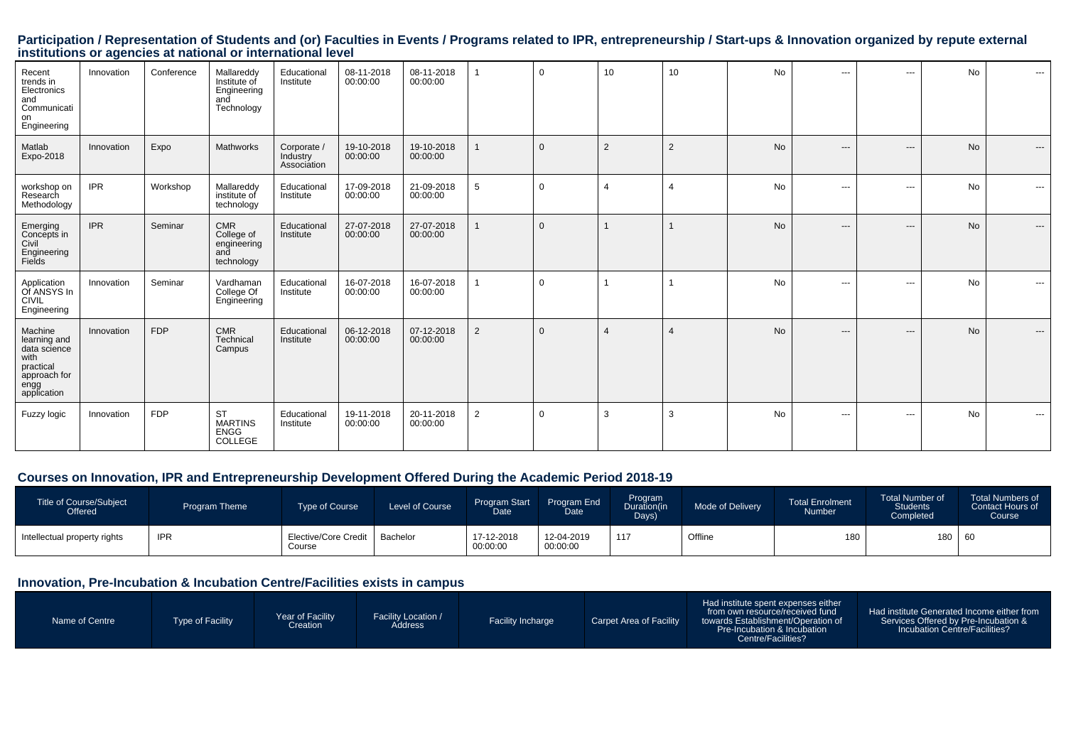## Participation / Representation of Students and (or) Faculties in Events / Programs related to IPR, entrepreneurship / Start-ups & Innovation organized by repute external institutions or agencies at national or international level

| | | | | | | | | | | | | | | | |
|---|---|---|---|---|---|---|---|---|---|---|---|---|---|---|---|
| Recent trends in Electronics and Communication Engineering | Innovation | Conference | Mallareddy Institute of Engineering and Technology | Educational Institute | 08-11-2018 00:00:00 | 08-11-2018 00:00:00 | 1 | 0 | 10 | 10 | No | --- | --- | No | --- |
| Matlab Expo-2018 | Innovation | Expo | Mathworks | Corporate / Industry Association | 19-10-2018 00:00:00 | 19-10-2018 00:00:00 | 1 | 0 | 2 | 2 | No | --- | --- | No | --- |
| workshop on Research Methodology | IPR | Workshop | Mallareddy institute of technology | Educational Institute | 17-09-2018 00:00:00 | 21-09-2018 00:00:00 | 5 | 0 | 4 | 4 | No | --- | --- | No | --- |
| Emerging Concepts in Civil Engineering Fields | IPR | Seminar | CMR College of engineering and technology | Educational Institute | 27-07-2018 00:00:00 | 27-07-2018 00:00:00 | 1 | 0 | 1 | 1 | No | --- | --- | No | --- |
| Application Of ANSYS In CIVIL Engineering | Innovation | Seminar | Vardhaman College Of Engineering | Educational Institute | 16-07-2018 00:00:00 | 16-07-2018 00:00:00 | 1 | 0 | 1 | 1 | No | --- | --- | No | --- |
| Machine learning and data science with practical approach for engg application | Innovation | FDP | CMR Technical Campus | Educational Institute | 06-12-2018 00:00:00 | 07-12-2018 00:00:00 | 2 | 0 | 4 | 4 | No | --- | --- | No | --- |
| Fuzzy logic | Innovation | FDP | ST MARTINS ENGG COLLEGE | Educational Institute | 19-11-2018 00:00:00 | 20-11-2018 00:00:00 | 2 | 0 | 3 | 3 | No | --- | --- | No | --- |

## Courses on Innovation, IPR and Entrepreneurship Development Offered During the Academic Period 2018-19

| Title of Course/Subject Offered | Program Theme | Type of Course | Level of Course | Program Start Date | Program End Date | Program Duration(in Days) | Mode of Delivery | Total Enrolment Number | Total Number of Students Completed | Total Numbers of Contact Hours of Course |
|---|---|---|---|---|---|---|---|---|---|---|
| Intellectual property rights | IPR | Elective/Core Credit Course | Bachelor | 17-12-2018 00:00:00 | 12-04-2019 00:00:00 | 117 | Offline | 180 | 180 | 60 |

## Innovation, Pre-Incubation & Incubation Centre/Facilities exists in campus

| Name of Centre | Type of Facility | Year of Facility Creation | Facility Location / Address | Facility Incharge | Carpet Area of Facility | Had institute spent expenses either from own resource/received fund towards Establishment/Operation of Pre-Incubation & Incubation Centre/Facilities? | Had institute Generated Income either from Services Offered by Pre-Incubation & Incubation Centre/Facilities? |
|---|---|---|---|---|---|---|---|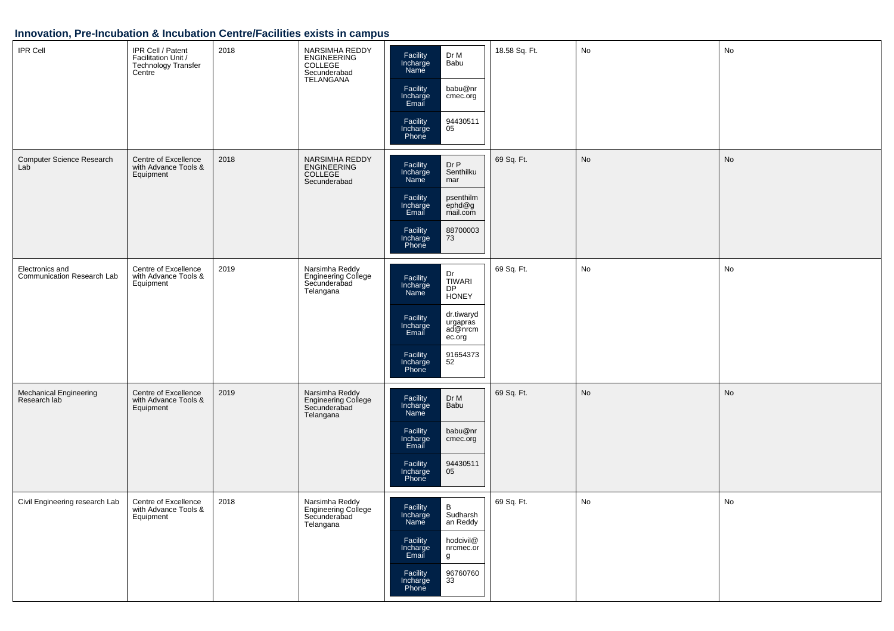## Innovation, Pre-Incubation & Incubation Centre/Facilities exists in campus

| | | | | | | | |
|---|---|---|---|---|---|---|---|
| IPR Cell | IPR Cell / Patent Facilitation Unit / Technology Transfer Centre | 2018 | NARSIMHA REDDY ENGINEERING COLLEGE Secunderabad TELANGANA | Facility Incharge Name: Dr M Babu<br>Facility Incharge Email: babu@nrcmec.org<br>Facility Incharge Phone: 9443051105 | 18.58 Sq. Ft. | No | No |
| Computer Science Research Lab | Centre of Excellence with Advance Tools & Equipment | 2018 | NARSIMHA REDDY ENGINEERING COLLEGE Secunderabad | Facility Incharge Name: Dr P Senthilkumar<br>Facility Incharge Email: psenthilmephd@gmail.com<br>Facility Incharge Phone: 8870000373 | 69 Sq. Ft. | No | No |
| Electronics and Communication Research Lab | Centre of Excellence with Advance Tools & Equipment | 2019 | Narsimha Reddy Engineering College Secunderabad Telangana | Facility Incharge Name: Dr TIWARI DP HONEY<br>Facility Incharge Email: dr.tiwarydurgaprasad@nrcmec.org<br>Facility Incharge Phone: 9165437352 | 69 Sq. Ft. | No | No |
| Mechanical Engineering Research lab | Centre of Excellence with Advance Tools & Equipment | 2019 | Narsimha Reddy Engineering College Secunderabad Telangana | Facility Incharge Name: Dr M Babu<br>Facility Incharge Email: babu@nrcmec.org<br>Facility Incharge Phone: 9443051105 | 69 Sq. Ft. | No | No |
| Civil Engineering research Lab | Centre of Excellence with Advance Tools & Equipment | 2018 | Narsimha Reddy Engineering College Secunderabad Telangana | Facility Incharge Name: B Sudharshan Reddy<br>Facility Incharge Email: hodcivil@nrcmec.org<br>Facility Incharge Phone: 9676076033 | 69 Sq. Ft. | No | No |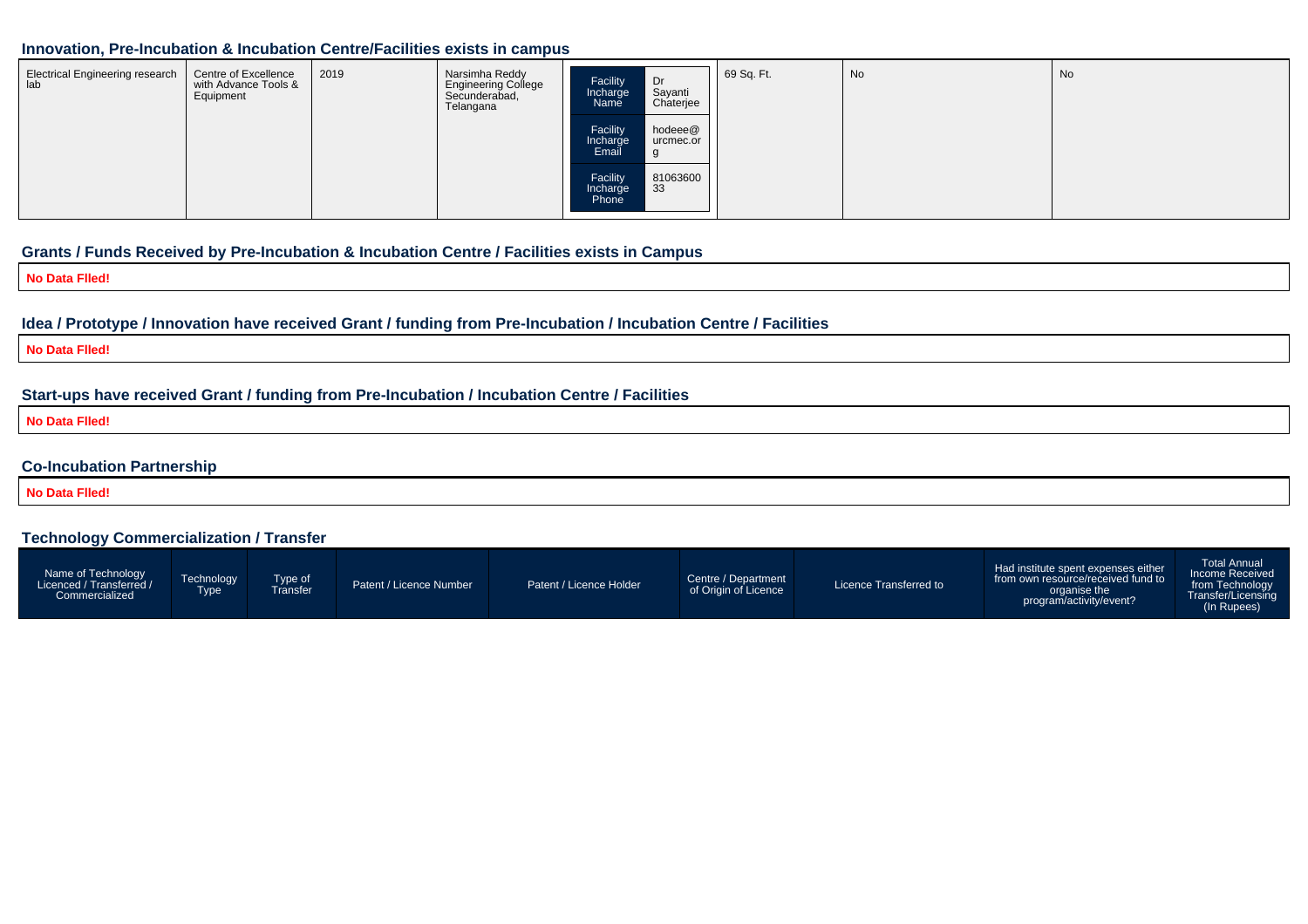## Innovation, Pre-Incubation & Incubation Centre/Facilities exists in campus

| | | | | | | | |
|---|---|---|---|---|---|---|---|
| Electrical Engineering research lab | Centre of Excellence with Advance Tools & Equipment | 2019 | Narsimha Reddy Engineering College Secunderabad, Telangana | Facility Incharge Name: Dr Sayanti Chaterjee<br>Facility Incharge Email: hodeee@urcmec.org<br>Facility Incharge Phone: 8106360033 | 69 Sq. Ft. | No | No |

## Grants / Funds Received by Pre-Incubation & Incubation Centre / Facilities exists in Campus

**No Data Flled!**

## Idea / Prototype / Innovation have received Grant / funding from Pre-Incubation / Incubation Centre / Facilities

**No Data Flled!**

## Start-ups have received Grant / funding from Pre-Incubation / Incubation Centre / Facilities

**No Data Flled!**

## Co-Incubation Partnership

**No Data Flled!**

## Technology Commercialization / Transfer

| Name of Technology Licenced / Transferred / Commercialized | Technology Type | Type of Transfer | Patent / Licence Number | Patent / Licence Holder | Centre / Department of Origin of Licence | Licence Transferred to | Had institute spent expenses either from own resource/received fund to organise the program/activity/event? | Total Annual Income Received from Technology Transfer/Licensing (In Rupees) |
|---|---|---|---|---|---|---|---|---|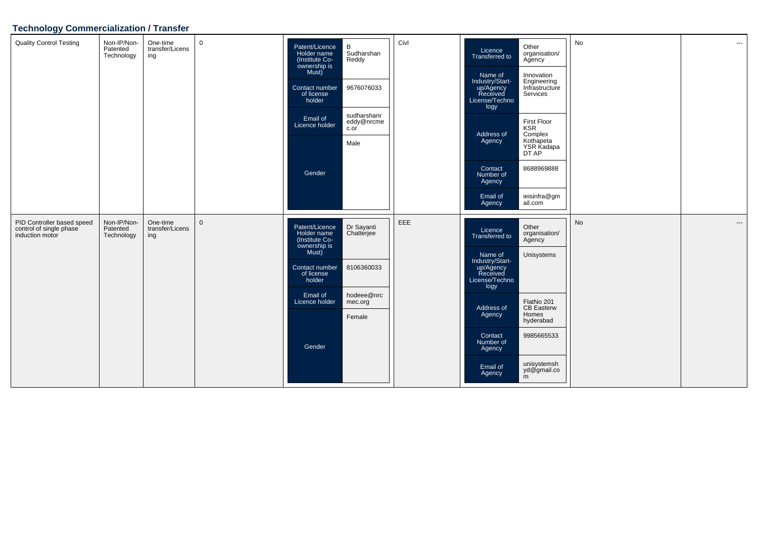## Technology Commercialization / Transfer

| | | | | | | | | |
|---|---|---|---|---|---|---|---|---|
| Quality Control Testing | Non-IP/Non-Patented Technology | One-time transfer/Licensing | 0 | Patent/Licence Holder name (Institute Co-ownership is Must): B Sudharshan Reddy<br>Contact number of license holder: 9676076033<br>Email of Licence holder: sudharshanreddy@nrcmec.or<br>Gender: Male | Civl | Licence Transferred to: Other organisation/ Agency<br>Name of Industry/Start-up/Agency Received License/Technology: Innovation Engineering Infrastructure Services<br>Address of Agency: First Floor KSR Complex Kothapeta YSR Kadapa DT AP<br>Contact Number of Agency: 8688969888<br>Email of Agency: ieisinfra@gmail.com | No | --- |
| PID Controller based speed control of single phase induction motor | Non-IP/Non-Patented Technology | One-time transfer/Licensing | 0 | Patent/Licence Holder name (Institute Co-ownership is Must): Dr Sayanti Chatterjee<br>Contact number of license holder: 8106360033<br>Email of Licence holder: hodeee@nrcmec.org<br>Gender: Female | EEE | Licence Transferred to: Other organisation/ Agency<br>Name of Industry/Start-up/Agency Received License/Technology: Unisystems<br>Address of Agency: FlatNo 201 CB Easterw Homes hyderabad<br>Contact Number of Agency: 9985665533<br>Email of Agency: unisystemshyd@gmail.com | No | --- |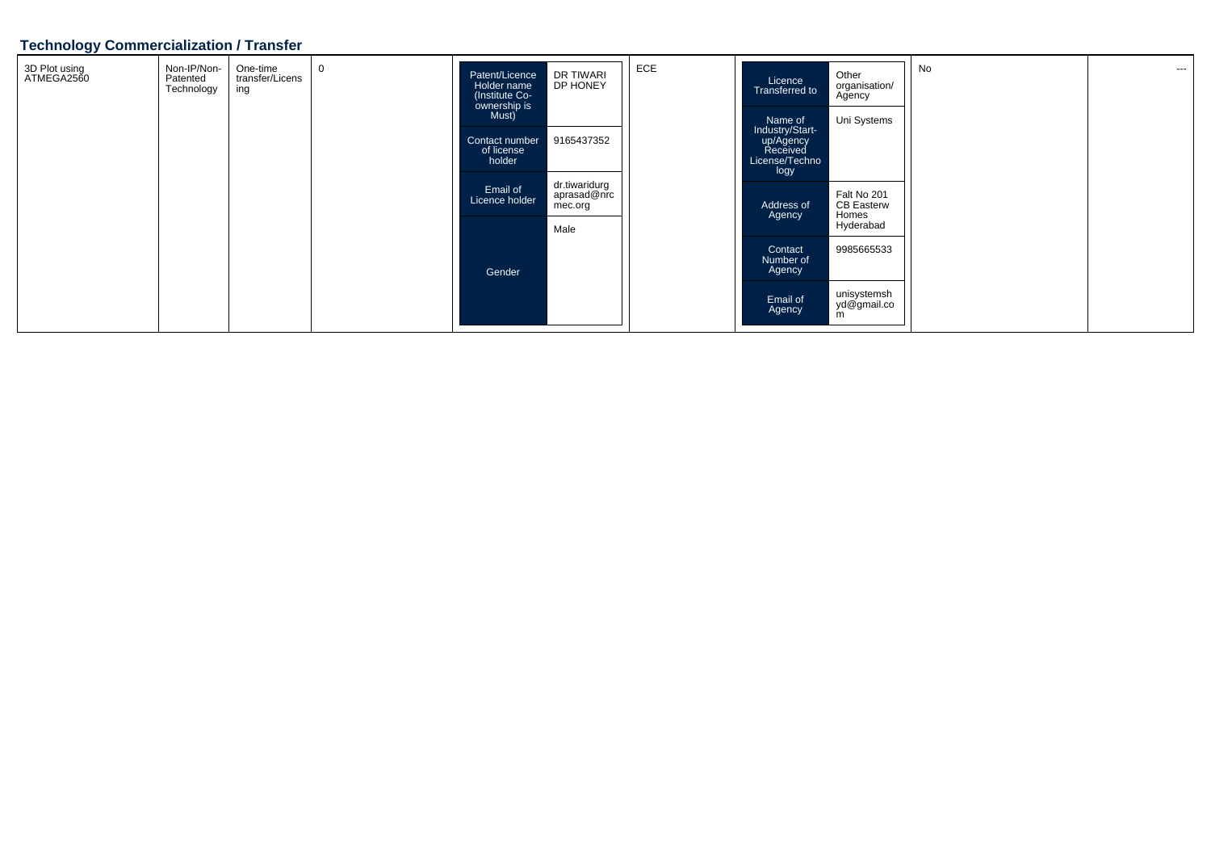## Technology Commercialization / Transfer

| | | | | | | | | |
|---|---|---|---|---|---|---|---|---|
| 3D Plot using ATMEGA2560 | Non-IP/Non-Patented Technology | One-time transfer/Licensing | 0 | Patent/Licence Holder name (Institute Co-ownership is Must): DR TIWARI DP HONEY<br>Contact number of license holder: 9165437352<br>Email of Licence holder: dr.tiwaridurgaprasad@nrcmec.org<br>Gender: Male | ECE | Licence Transferred to: Other organisation/ Agency<br>Name of Industry/Start-up/Agency Received License/Technology: Uni Systems<br>Address of Agency: Falt No 201 CB Easterw Homes Hyderabad<br>Contact Number of Agency: 9985665533<br>Email of Agency: unisystemshyd@gmail.com | No | --- |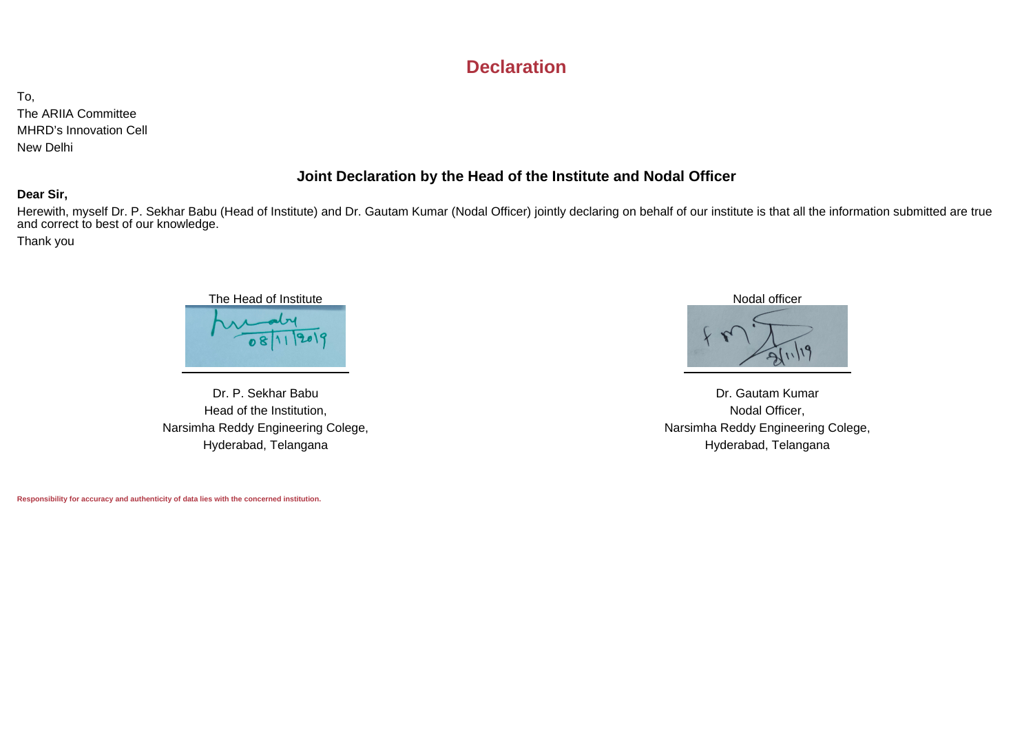# Declaration

To,
The ARIIA Committee
MHRD's Innovation Cell
New Delhi

## Joint Declaration by the Head of the Institute and Nodal Officer

**Dear Sir,**

Herewith, myself Dr. P. Sekhar Babu (Head of Institute) and Dr. Gautam Kumar (Nodal Officer) jointly declaring on behalf of our institute is that all the information submitted are true and correct to best of our knowledge.

Thank you

The Head of Institute

08/11/2019

Dr. P. Sekhar Babu
Head of the Institution,
Narsimha Reddy Engineering Colege,
Hyderabad, Telangana

Nodal officer

8/11/19

Dr. Gautam Kumar
Nodal Officer,
Narsimha Reddy Engineering Colege,
Hyderabad, Telangana

**Responsibility for accuracy and authenticity of data lies with the concerned institution.**